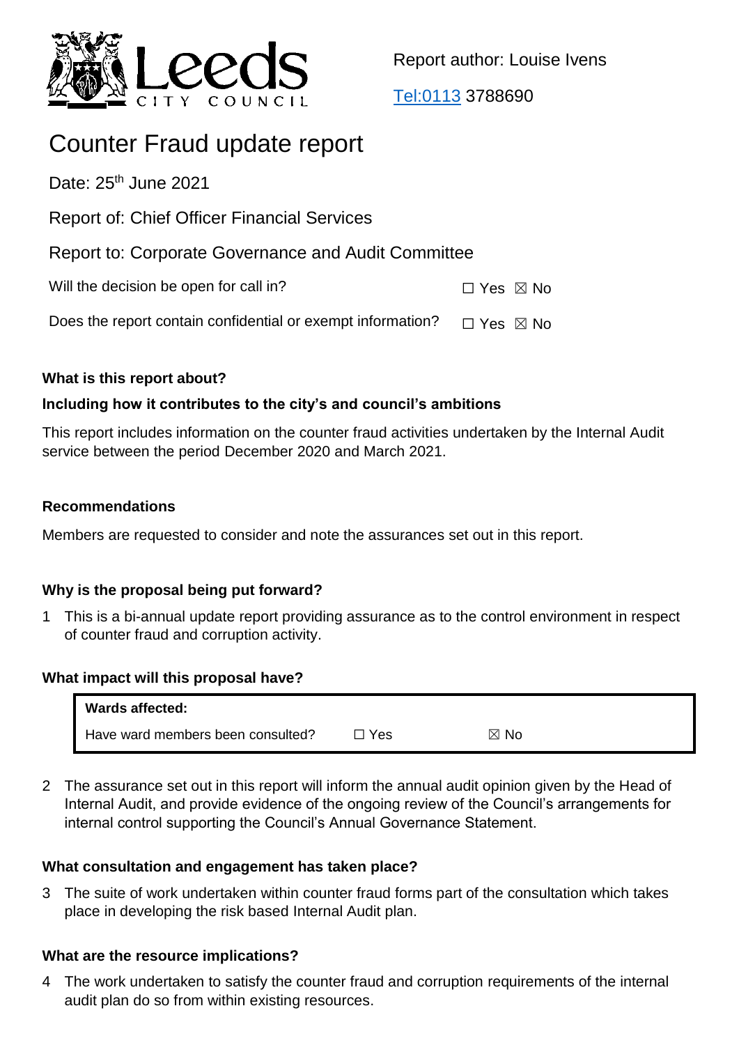Leeds CITY COUNCIL

Report author: Louise Ivens

Tel:0113 3788690

# Counter Fraud update report

Date: 25th June 2021

Report of: Chief Officer Financial Services

Report to: Corporate Governance and Audit Committee

Will the decision be open for call in? ☐ Yes ☒ No

Does the report contain confidential or exempt information? ☐ Yes ☒ No

**What is this report about?**

**Including how it contributes to the city's and council's ambitions**

This report includes information on the counter fraud activities undertaken by the Internal Audit service between the period December 2020 and March 2021.

**Recommendations**

Members are requested to consider and note the assurances set out in this report.

**Why is the proposal being put forward?**

1 This is a bi-annual update report providing assurance as to the control environment in respect of counter fraud and corruption activity.

**What impact will this proposal have?**

| **Wards affected:** | | |
|---|---|---|
| Have ward members been consulted? | ☐ Yes | ☒ No |

2 The assurance set out in this report will inform the annual audit opinion given by the Head of Internal Audit, and provide evidence of the ongoing review of the Council's arrangements for internal control supporting the Council's Annual Governance Statement.

**What consultation and engagement has taken place?**

3 The suite of work undertaken within counter fraud forms part of the consultation which takes place in developing the risk based Internal Audit plan.

**What are the resource implications?**

4 The work undertaken to satisfy the counter fraud and corruption requirements of the internal audit plan do so from within existing resources.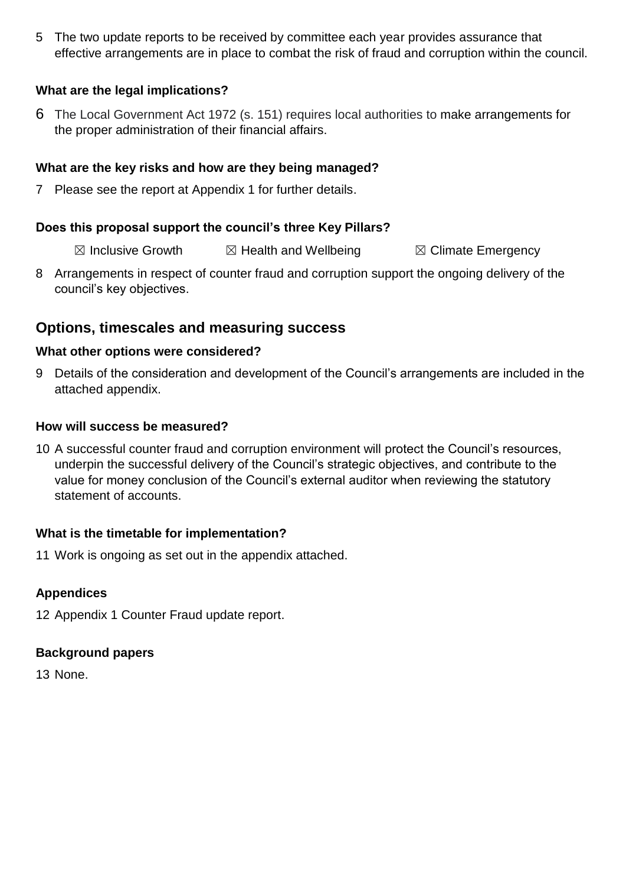5 The two update reports to be received by committee each year provides assurance that effective arrangements are in place to combat the risk of fraud and corruption within the council.

### What are the legal implications?

6 The Local Government Act 1972 (s. 151) requires local authorities to make arrangements for the proper administration of their financial affairs.

### What are the key risks and how are they being managed?

7 Please see the report at Appendix 1 for further details.

### Does this proposal support the council's three Key Pillars?

☒ Inclusive Growth ☒ Health and Wellbeing ☒ Climate Emergency

8 Arrangements in respect of counter fraud and corruption support the ongoing delivery of the council's key objectives.

## Options, timescales and measuring success

### What other options were considered?

9 Details of the consideration and development of the Council's arrangements are included in the attached appendix.

### How will success be measured?

10 A successful counter fraud and corruption environment will protect the Council's resources, underpin the successful delivery of the Council's strategic objectives, and contribute to the value for money conclusion of the Council's external auditor when reviewing the statutory statement of accounts.

### What is the timetable for implementation?

11 Work is ongoing as set out in the appendix attached.

### Appendices

12 Appendix 1 Counter Fraud update report.

### Background papers

13 None.